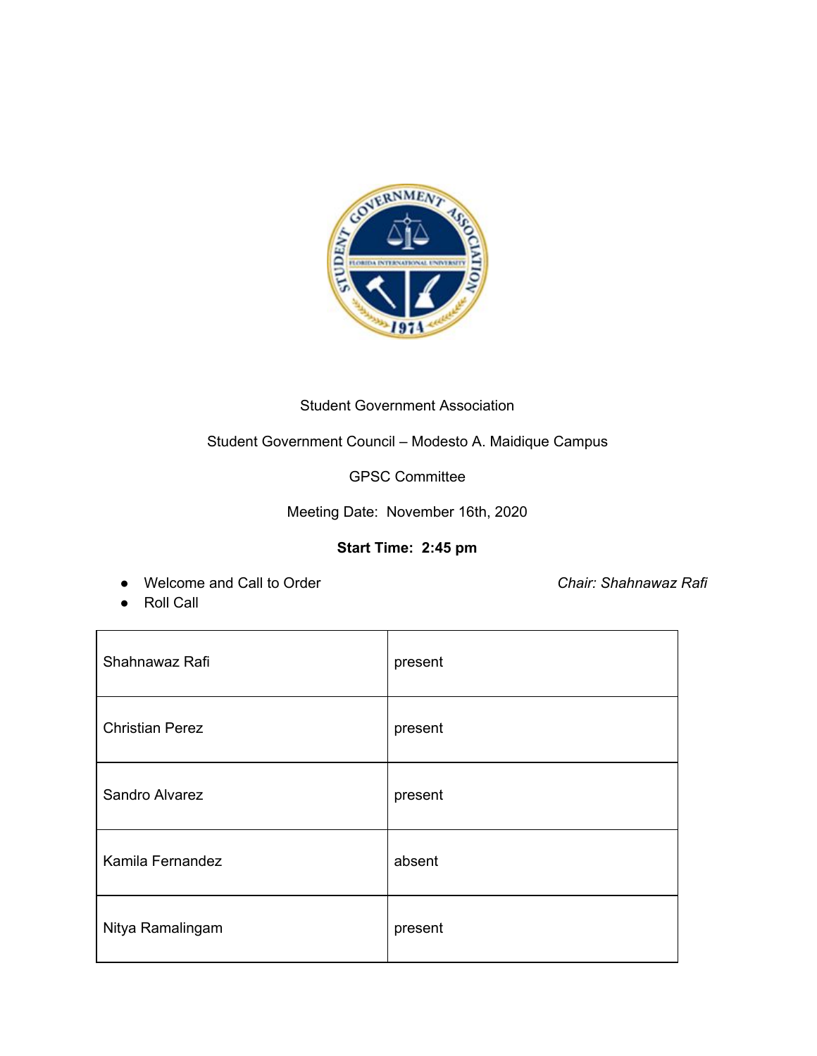Student Government Association

Student Government Council – Modesto A. Maidique Campus

GPSC Committee

Meeting Date: November 16th, 2020

**Start Time: 2:45 pm**

- Welcome and Call to Order *Chair: Shahnawaz Rafi*
- Roll Call

| | |
|---|---|
| Shahnawaz Rafi | present |
| Christian Perez | present |
| Sandro Alvarez | present |
| Kamila Fernandez | absent |
| Nitya Ramalingam | present |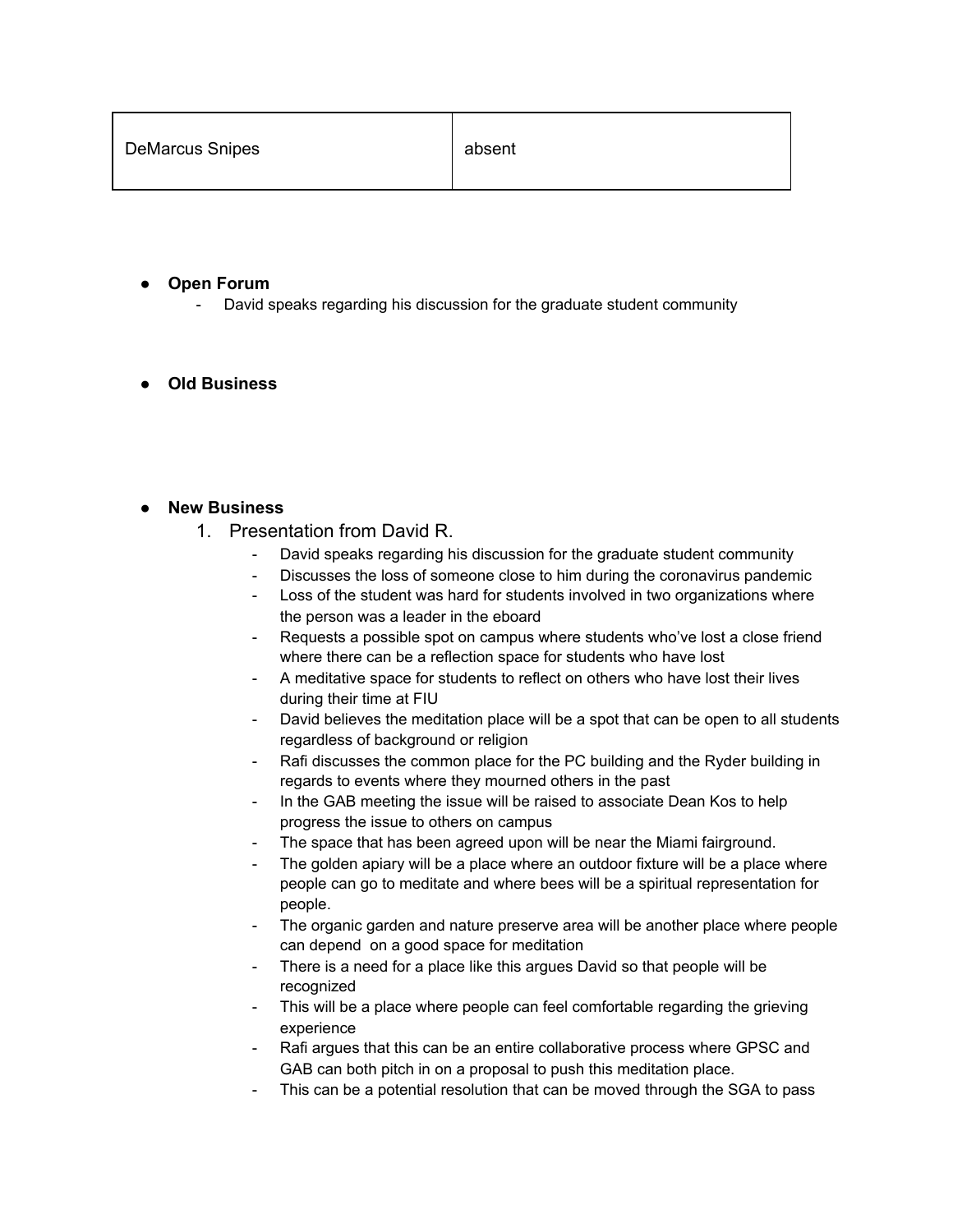| DeMarcus Snipes | absent |
|---|---|

- **Open Forum**
  - David speaks regarding his discussion for the graduate student community

- **Old Business**

- **New Business**
  1. Presentation from David R.
     - David speaks regarding his discussion for the graduate student community
     - Discusses the loss of someone close to him during the coronavirus pandemic
     - Loss of the student was hard for students involved in two organizations where the person was a leader in the eboard
     - Requests a possible spot on campus where students who've lost a close friend where there can be a reflection space for students who have lost
     - A meditative space for students to reflect on others who have lost their lives during their time at FIU
     - David believes the meditation place will be a spot that can be open to all students regardless of background or religion
     - Rafi discusses the common place for the PC building and the Ryder building in regards to events where they mourned others in the past
     - In the GAB meeting the issue will be raised to associate Dean Kos to help progress the issue to others on campus
     - The space that has been agreed upon will be near the Miami fairground.
     - The golden apiary will be a place where an outdoor fixture will be a place where people can go to meditate and where bees will be a spiritual representation for people.
     - The organic garden and nature preserve area will be another place where people can depend  on a good space for meditation
     - There is a need for a place like this argues David so that people will be recognized
     - This will be a place where people can feel comfortable regarding the grieving experience
     - Rafi argues that this can be an entire collaborative process where GPSC and GAB can both pitch in on a proposal to push this meditation place.
     - This can be a potential resolution that can be moved through the SGA to pass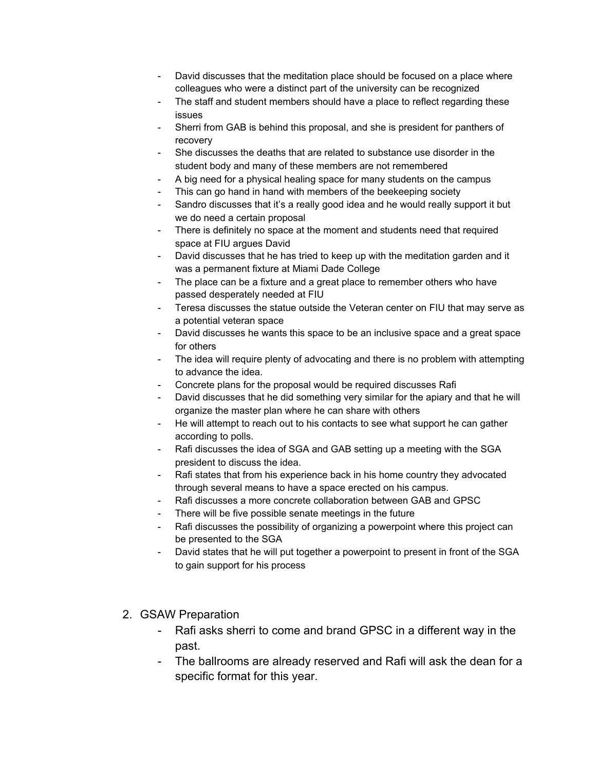- David discusses that the meditation place should be focused on a place where colleagues who were a distinct part of the university can be recognized
- The staff and student members should have a place to reflect regarding these issues
- Sherri from GAB is behind this proposal, and she is president for panthers of recovery
- She discusses the deaths that are related to substance use disorder in the student body and many of these members are not remembered
- A big need for a physical healing space for many students on the campus
- This can go hand in hand with members of the beekeeping society
- Sandro discusses that it's a really good idea and he would really support it but we do need a certain proposal
- There is definitely no space at the moment and students need that required space at FIU argues David
- David discusses that he has tried to keep up with the meditation garden and it was a permanent fixture at Miami Dade College
- The place can be a fixture and a great place to remember others who have passed desperately needed at FIU
- Teresa discusses the statue outside the Veteran center on FIU that may serve as a potential veteran space
- David discusses he wants this space to be an inclusive space and a great space for others
- The idea will require plenty of advocating and there is no problem with attempting to advance the idea.
- Concrete plans for the proposal would be required discusses Rafi
- David discusses that he did something very similar for the apiary and that he will organize the master plan where he can share with others
- He will attempt to reach out to his contacts to see what support he can gather according to polls.
- Rafi discusses the idea of SGA and GAB setting up a meeting with the SGA president to discuss the idea.
- Rafi states that from his experience back in his home country they advocated through several means to have a space erected on his campus.
- Rafi discusses a more concrete collaboration between GAB and GPSC
- There will be five possible senate meetings in the future
- Rafi discusses the possibility of organizing a powerpoint where this project can be presented to the SGA
- David states that he will put together a powerpoint to present in front of the SGA to gain support for his process

2. GSAW Preparation
   - Rafi asks sherri to come and brand GPSC in a different way in the past.
   - The ballrooms are already reserved and Rafi will ask the dean for a specific format for this year.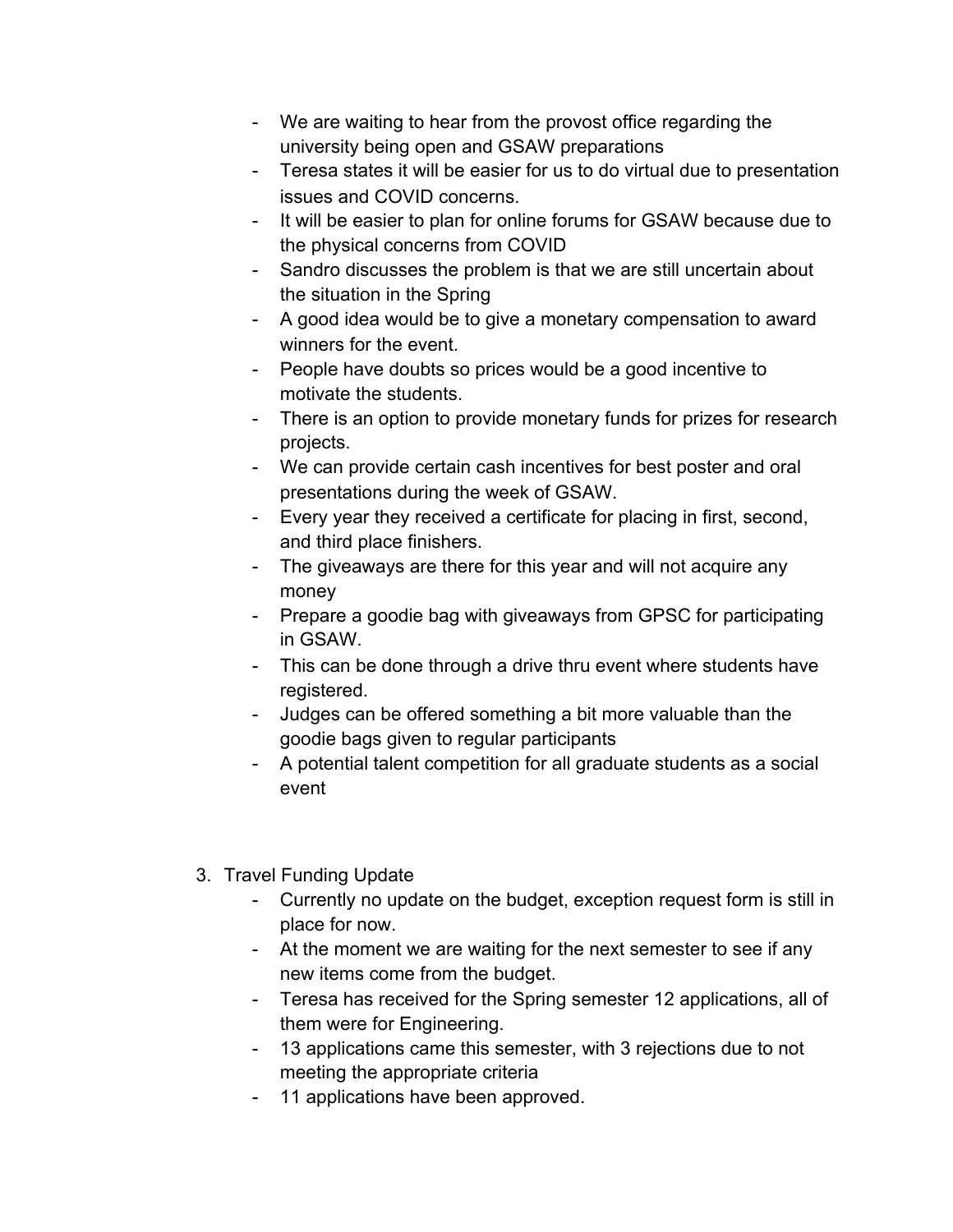- We are waiting to hear from the provost office regarding the university being open and GSAW preparations
- Teresa states it will be easier for us to do virtual due to presentation issues and COVID concerns.
- It will be easier to plan for online forums for GSAW because due to the physical concerns from COVID
- Sandro discusses the problem is that we are still uncertain about the situation in the Spring
- A good idea would be to give a monetary compensation to award winners for the event.
- People have doubts so prices would be a good incentive to motivate the students.
- There is an option to provide monetary funds for prizes for research projects.
- We can provide certain cash incentives for best poster and oral presentations during the week of GSAW.
- Every year they received a certificate for placing in first, second, and third place finishers.
- The giveaways are there for this year and will not acquire any money
- Prepare a goodie bag with giveaways from GPSC for participating in GSAW.
- This can be done through a drive thru event where students have registered.
- Judges can be offered something a bit more valuable than the goodie bags given to regular participants
- A potential talent competition for all graduate students as a social event

3. Travel Funding Update
    - Currently no update on the budget, exception request form is still in place for now.
    - At the moment we are waiting for the next semester to see if any new items come from the budget.
    - Teresa has received for the Spring semester 12 applications, all of them were for Engineering.
    - 13 applications came this semester, with 3 rejections due to not meeting the appropriate criteria
    - 11 applications have been approved.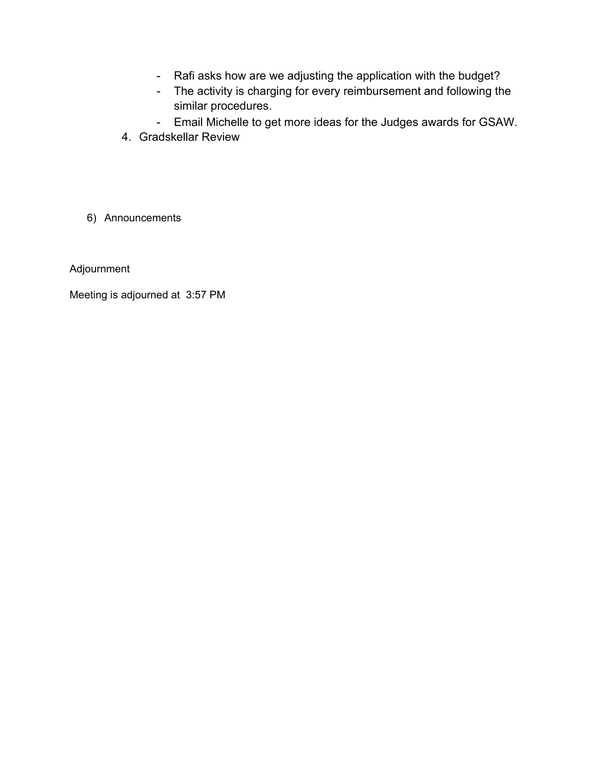- Rafi asks how are we adjusting the application with the budget?
- The activity is charging for every reimbursement and following the similar procedures.
- Email Michelle to get more ideas for the Judges awards for GSAW.

4. Gradskellar Review

6) Announcements

Adjournment

Meeting is adjourned at 3:57 PM